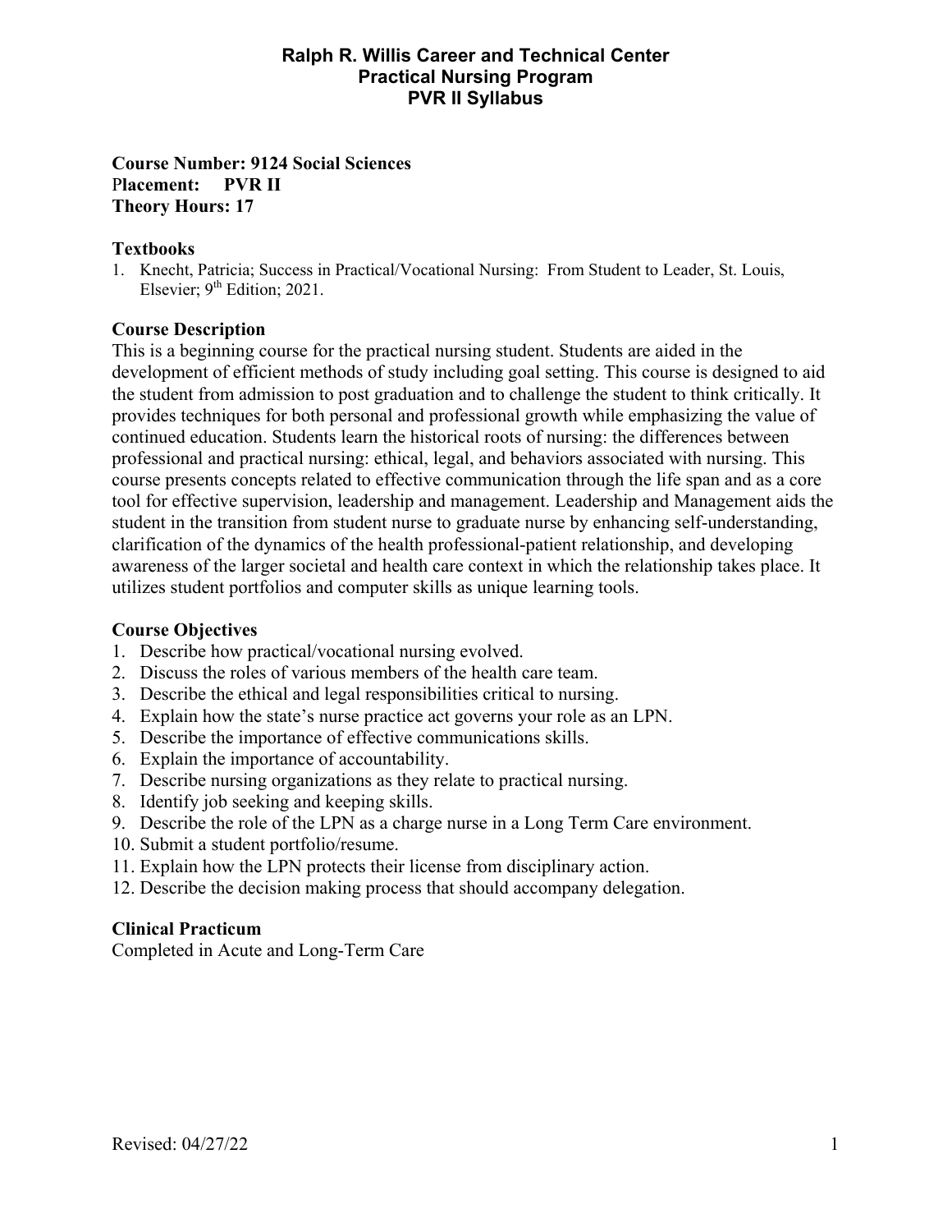# Ralph R. Willis Career and Technical Center
## Practical Nursing Program
## PVR II Syllabus

**Course Number: 9124 Social Sciences**
**Placement: PVR II**
**Theory Hours: 17**

### Textbooks

1. Knecht, Patricia; Success in Practical/Vocational Nursing: From Student to Leader, St. Louis, Elsevier; 9th Edition; 2021.

### Course Description

This is a beginning course for the practical nursing student. Students are aided in the development of efficient methods of study including goal setting. This course is designed to aid the student from admission to post graduation and to challenge the student to think critically. It provides techniques for both personal and professional growth while emphasizing the value of continued education. Students learn the historical roots of nursing: the differences between professional and practical nursing: ethical, legal, and behaviors associated with nursing. This course presents concepts related to effective communication through the life span and as a core tool for effective supervision, leadership and management. Leadership and Management aids the student in the transition from student nurse to graduate nurse by enhancing self-understanding, clarification of the dynamics of the health professional-patient relationship, and developing awareness of the larger societal and health care context in which the relationship takes place. It utilizes student portfolios and computer skills as unique learning tools.

### Course Objectives

1. Describe how practical/vocational nursing evolved.
2. Discuss the roles of various members of the health care team.
3. Describe the ethical and legal responsibilities critical to nursing.
4. Explain how the state's nurse practice act governs your role as an LPN.
5. Describe the importance of effective communications skills.
6. Explain the importance of accountability.
7. Describe nursing organizations as they relate to practical nursing.
8. Identify job seeking and keeping skills.
9. Describe the role of the LPN as a charge nurse in a Long Term Care environment.
10. Submit a student portfolio/resume.
11. Explain how the LPN protects their license from disciplinary action.
12. Describe the decision making process that should accompany delegation.

### Clinical Practicum

Completed in Acute and Long-Term Care

Revised: 04/27/22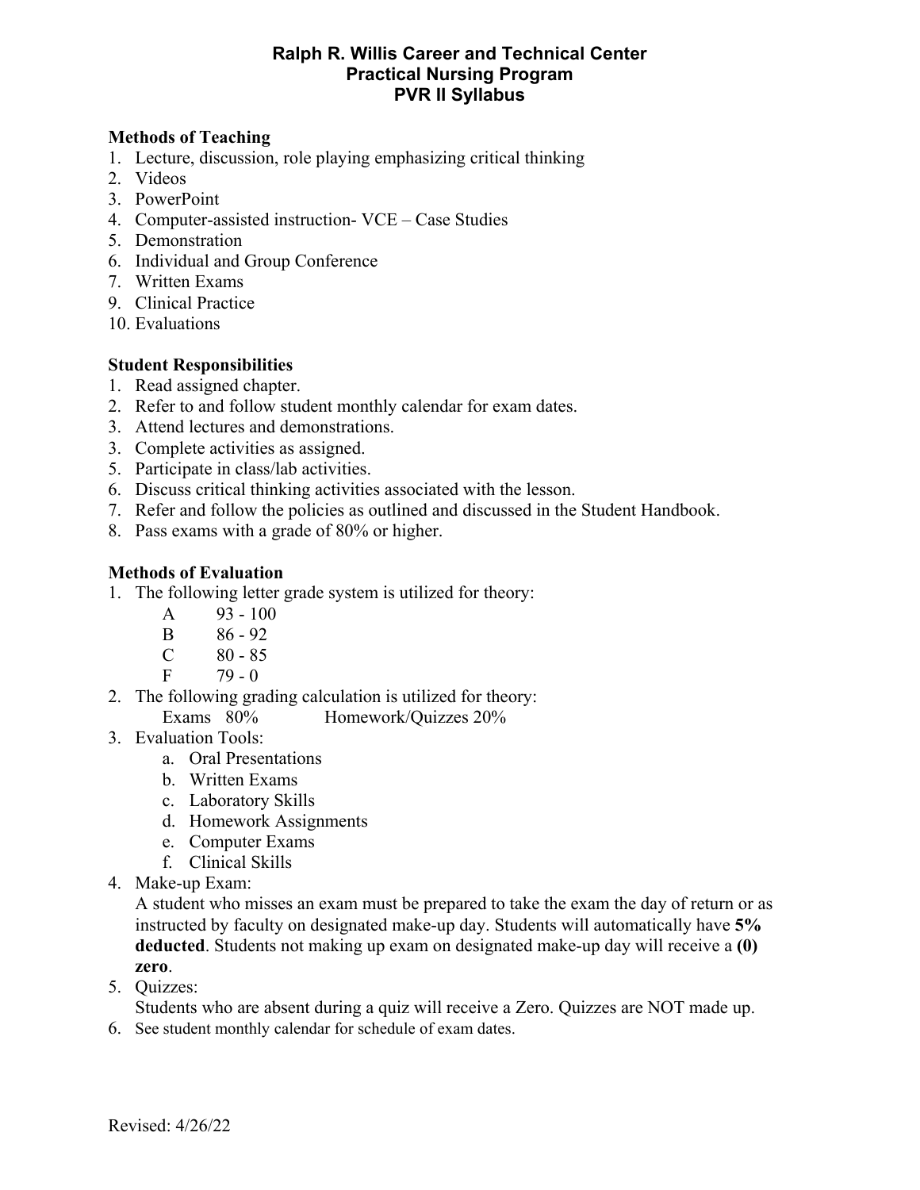# Ralph R. Willis Career and Technical Center
## Practical Nursing Program
## PVR II Syllabus

### Methods of Teaching

1. Lecture, discussion, role playing emphasizing critical thinking
2. Videos
3. PowerPoint
4. Computer-assisted instruction- VCE – Case Studies
5. Demonstration
6. Individual and Group Conference
7. Written Exams
9. Clinical Practice
10. Evaluations

### Student Responsibilities

1. Read assigned chapter.
2. Refer to and follow student monthly calendar for exam dates.
3. Attend lectures and demonstrations.
3. Complete activities as assigned.
5. Participate in class/lab activities.
6. Discuss critical thinking activities associated with the lesson.
7. Refer and follow the policies as outlined and discussed in the Student Handbook.
8. Pass exams with a grade of 80% or higher.

### Methods of Evaluation

1. The following letter grade system is utilized for theory:

   | | |
   |---|---|
   | A | 93 - 100 |
   | B | 86 - 92 |
   | C | 80 - 85 |
   | F | 79 - 0 |

2. The following grading calculation is utilized for theory:
   Exams 80% Homework/Quizzes 20%
3. Evaluation Tools:
   a. Oral Presentations
   b. Written Exams
   c. Laboratory Skills
   d. Homework Assignments
   e. Computer Exams
   f. Clinical Skills
4. Make-up Exam:
   A student who misses an exam must be prepared to take the exam the day of return or as instructed by faculty on designated make-up day. Students will automatically have **5% deducted**. Students not making up exam on designated make-up day will receive a **(0) zero**.
5. Quizzes:
   Students who are absent during a quiz will receive a Zero. Quizzes are NOT made up.
6. See student monthly calendar for schedule of exam dates.

Revised: 4/26/22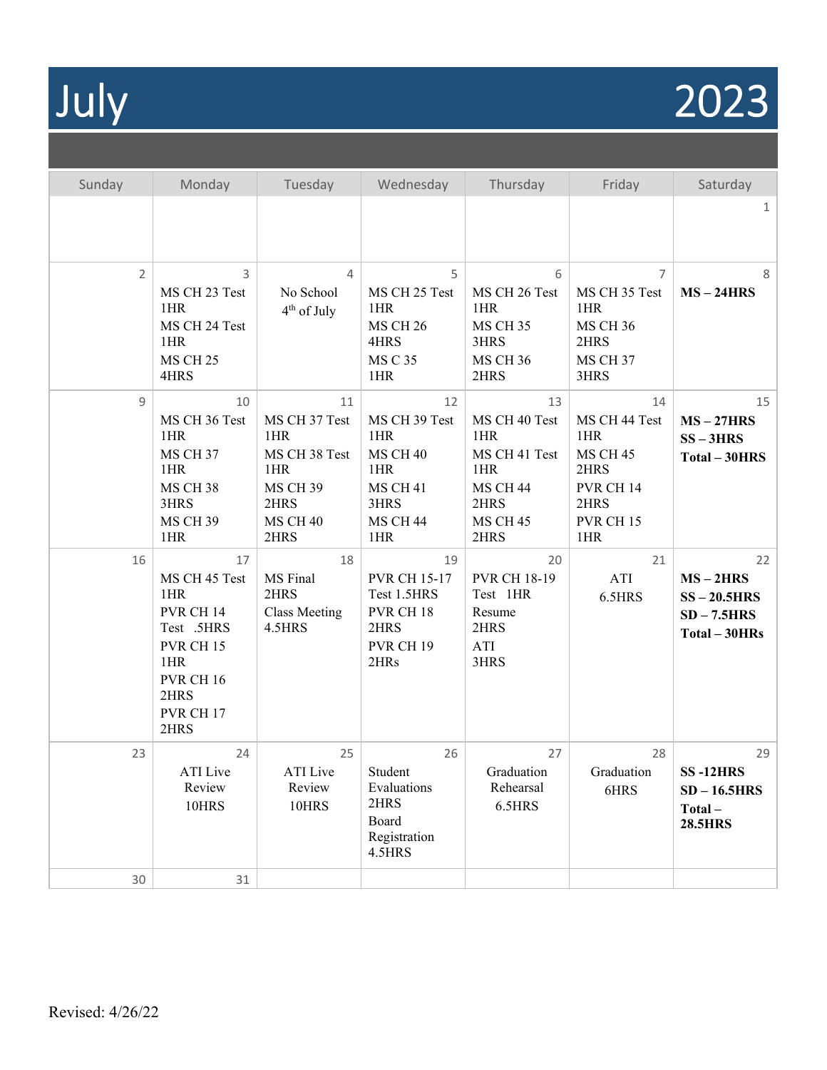# July 2023

| Sunday | Monday | Tuesday | Wednesday | Thursday | Friday | Saturday |
|---|---|---|---|---|---|---|
| | | | | | | 1 |
| 2 | 3<br>MS CH 23 Test 1HR<br>MS CH 24 Test 1HR<br>MS CH 25 4HRS | 4<br>No School<br>4th of July | 5<br>MS CH 25 Test 1HR<br>MS CH 26 4HRS<br>MS C 35 1HR | 6<br>MS CH 26 Test 1HR<br>MS CH 35 3HRS<br>MS CH 36 2HRS | 7<br>MS CH 35 Test 1HR<br>MS CH 36 2HRS<br>MS CH 37 3HRS | 8<br>**MS – 24HRS** |
| 9 | 10<br>MS CH 36 Test 1HR<br>MS CH 37 1HR<br>MS CH 38 3HRS<br>MS CH 39 1HR | 11<br>MS CH 37 Test 1HR<br>MS CH 38 Test 1HR<br>MS CH 39 2HRS<br>MS CH 40 2HRS | 12<br>MS CH 39 Test 1HR<br>MS CH 40 1HR<br>MS CH 41 3HRS<br>MS CH 44 1HR | 13<br>MS CH 40 Test 1HR<br>MS CH 41 Test 1HR<br>MS CH 44 2HRS<br>MS CH 45 2HRS | 14<br>MS CH 44 Test 1HR<br>MS CH 45 2HRS<br>PVR CH 14 2HRS<br>PVR CH 15 1HR | 15<br>**MS – 27HRS**<br>**SS – 3HRS**<br>**Total – 30HRS** |
| 16 | 17<br>MS CH 45 Test 1HR<br>PVR CH 14 Test .5HRS<br>PVR CH 15 1HR<br>PVR CH 16 2HRS<br>PVR CH 17 2HRS | 18<br>MS Final 2HRS<br>Class Meeting 4.5HRS | 19<br>PVR CH 15-17 Test 1.5HRS<br>PVR CH 18 2HRS<br>PVR CH 19 2HRs | 20<br>PVR CH 18-19 Test 1HR<br>Resume 2HRS<br>ATI 3HRS | 21<br>ATI<br>6.5HRS | 22<br>**MS – 2HRS**<br>**SS – 20.5HRS**<br>**SD – 7.5HRS**<br>**Total – 30HRs** |
| 23 | 24<br>ATI Live Review<br>10HRS | 25<br>ATI Live Review<br>10HRS | 26<br>Student Evaluations 2HRS<br>Board Registration 4.5HRS | 27<br>Graduation Rehearsal<br>6.5HRS | 28<br>Graduation<br>6HRS | 29<br>**SS -12HRS**<br>**SD – 16.5HRS**<br>**Total – 28.5HRS** |
| 30 | 31 | | | | | |

Revised: 4/26/22